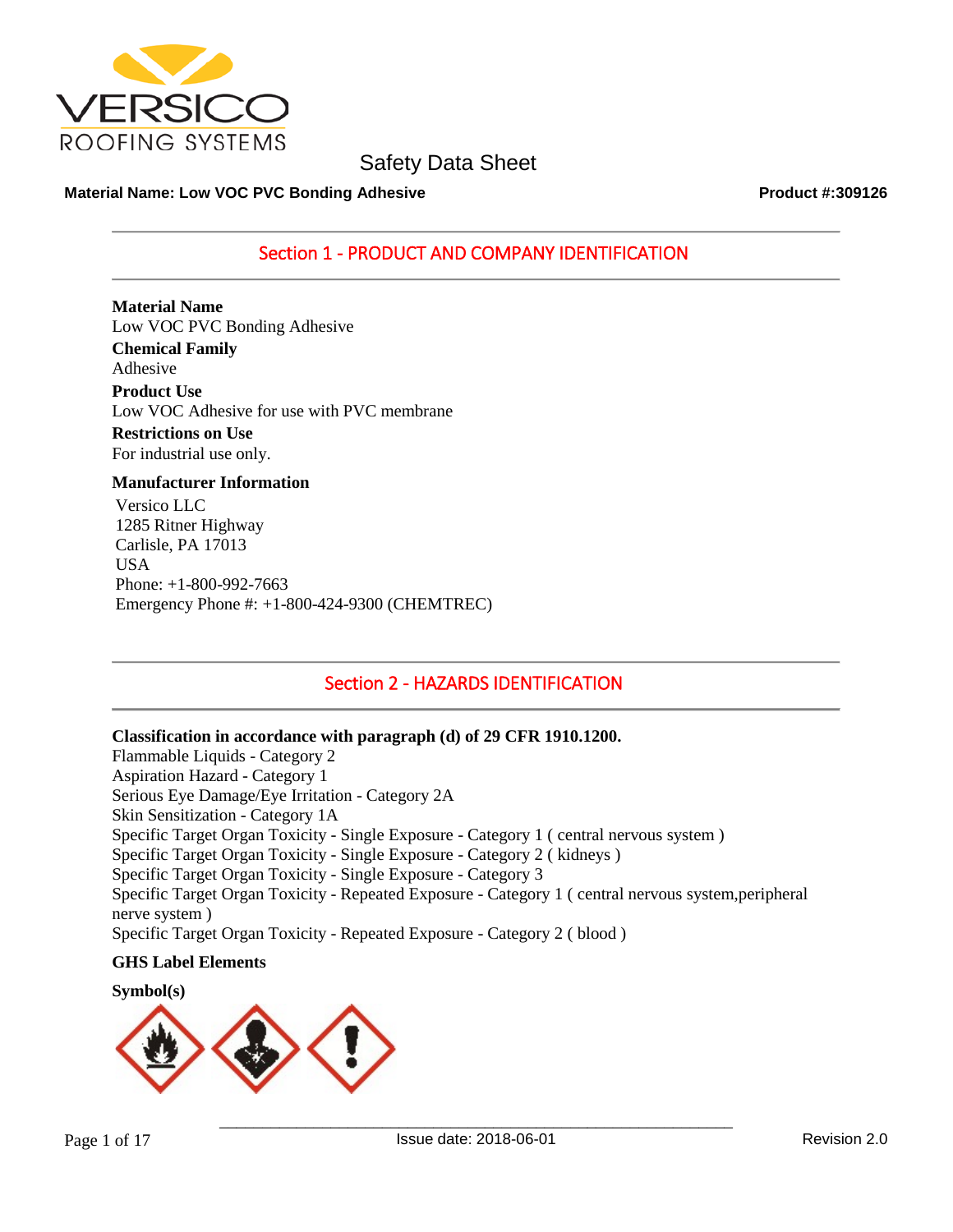# Safety Data Sheet

**Material Name: Low VOC PVC Bonding Adhesive** **Product #:309126**

## Section 1 - PRODUCT AND COMPANY IDENTIFICATION

**Material Name**
Low VOC PVC Bonding Adhesive

**Chemical Family**
Adhesive

**Product Use**
Low VOC Adhesive for use with PVC membrane

**Restrictions on Use**
For industrial use only.

**Manufacturer Information**

Versico LLC
1285 Ritner Highway
Carlisle, PA 17013
USA
Phone: +1-800-992-7663
Emergency Phone #: +1-800-424-9300 (CHEMTREC)

## Section 2 - HAZARDS IDENTIFICATION

**Classification in accordance with paragraph (d) of 29 CFR 1910.1200.**

Flammable Liquids - Category 2
Aspiration Hazard - Category 1
Serious Eye Damage/Eye Irritation - Category 2A
Skin Sensitization - Category 1A
Specific Target Organ Toxicity - Single Exposure - Category 1 ( central nervous system )
Specific Target Organ Toxicity - Single Exposure - Category 2 ( kidneys )
Specific Target Organ Toxicity - Single Exposure - Category 3
Specific Target Organ Toxicity - Repeated Exposure - Category 1 ( central nervous system,peripheral nerve system )
Specific Target Organ Toxicity - Repeated Exposure - Category 2 ( blood )

**GHS Label Elements**

**Symbol(s)**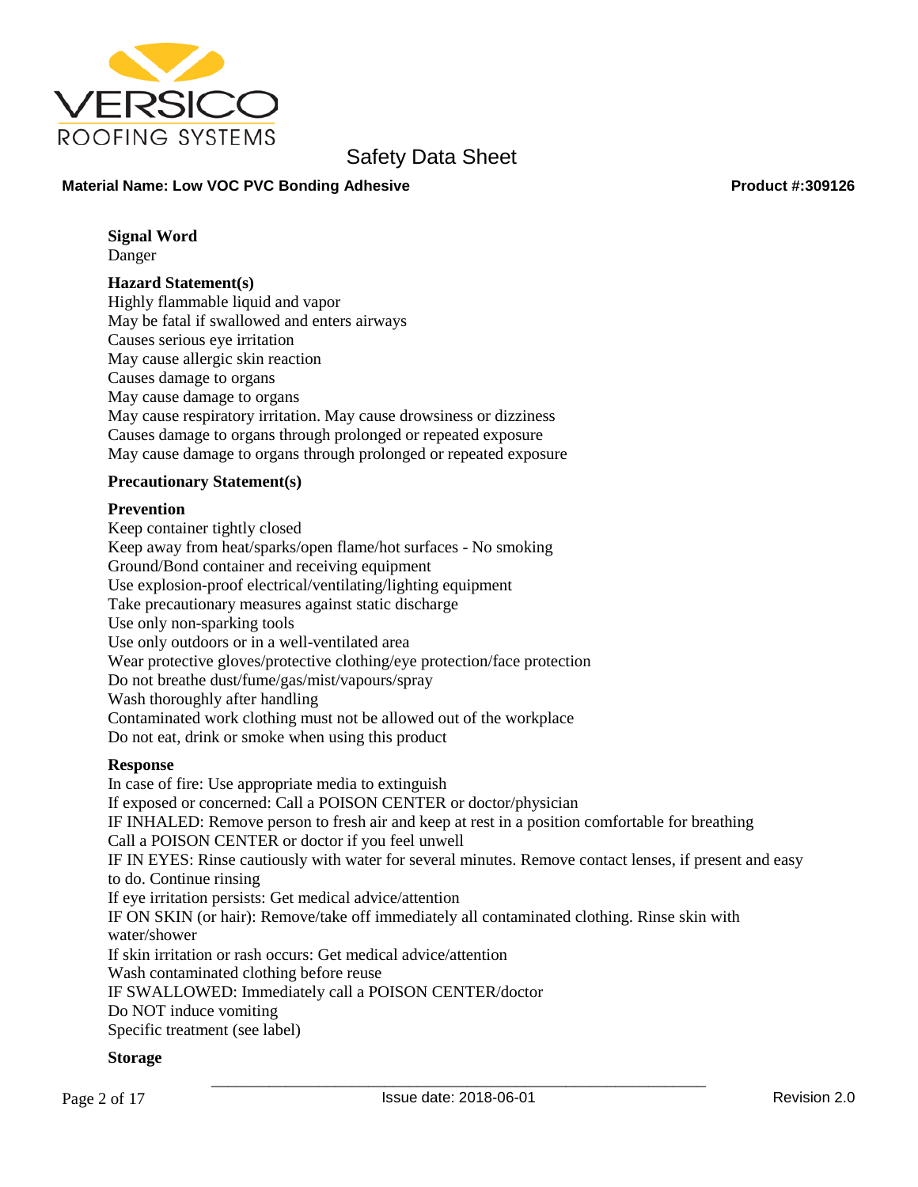**Signal Word**

Danger

**Hazard Statement(s)**

Highly flammable liquid and vapor
May be fatal if swallowed and enters airways
Causes serious eye irritation
May cause allergic skin reaction
Causes damage to organs
May cause damage to organs
May cause respiratory irritation. May cause drowsiness or dizziness
Causes damage to organs through prolonged or repeated exposure
May cause damage to organs through prolonged or repeated exposure

**Precautionary Statement(s)**

**Prevention**

Keep container tightly closed
Keep away from heat/sparks/open flame/hot surfaces - No smoking
Ground/Bond container and receiving equipment
Use explosion-proof electrical/ventilating/lighting equipment
Take precautionary measures against static discharge
Use only non-sparking tools
Use only outdoors or in a well-ventilated area
Wear protective gloves/protective clothing/eye protection/face protection
Do not breathe dust/fume/gas/mist/vapours/spray
Wash thoroughly after handling
Contaminated work clothing must not be allowed out of the workplace
Do not eat, drink or smoke when using this product

**Response**

In case of fire: Use appropriate media to extinguish
If exposed or concerned: Call a POISON CENTER or doctor/physician
IF INHALED: Remove person to fresh air and keep at rest in a position comfortable for breathing
Call a POISON CENTER or doctor if you feel unwell
IF IN EYES: Rinse cautiously with water for several minutes. Remove contact lenses, if present and easy to do. Continue rinsing
If eye irritation persists: Get medical advice/attention
IF ON SKIN (or hair): Remove/take off immediately all contaminated clothing. Rinse skin with water/shower
If skin irritation or rash occurs: Get medical advice/attention
Wash contaminated clothing before reuse
IF SWALLOWED: Immediately call a POISON CENTER/doctor
Do NOT induce vomiting
Specific treatment (see label)

**Storage**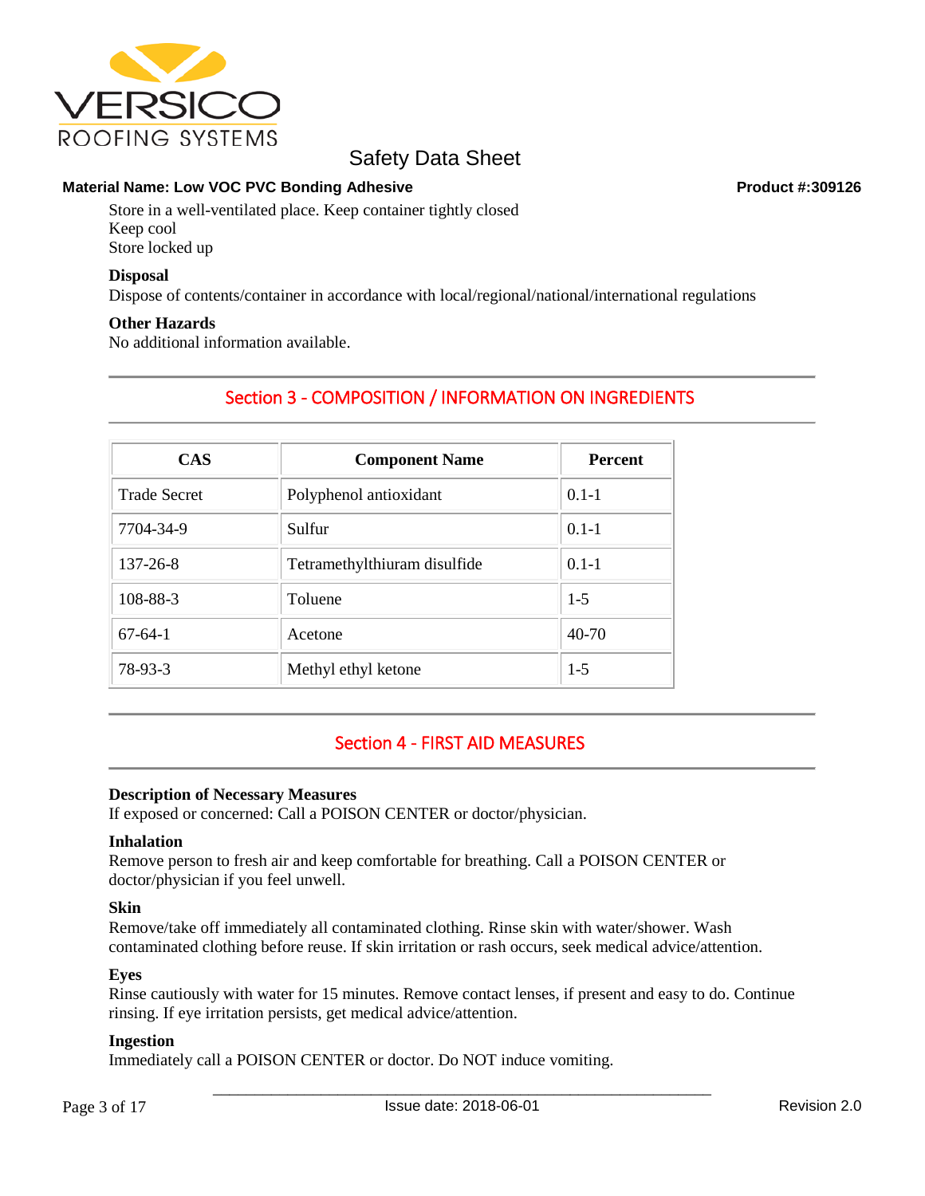Store in a well-ventilated place. Keep container tightly closed
Keep cool
Store locked up

**Disposal**
Dispose of contents/container in accordance with local/regional/national/international regulations

**Other Hazards**
No additional information available.

## Section 3 - COMPOSITION / INFORMATION ON INGREDIENTS

| CAS | Component Name | Percent |
|---|---|---|
| Trade Secret | Polyphenol antioxidant | 0.1-1 |
| 7704-34-9 | Sulfur | 0.1-1 |
| 137-26-8 | Tetramethylthiuram disulfide | 0.1-1 |
| 108-88-3 | Toluene | 1-5 |
| 67-64-1 | Acetone | 40-70 |
| 78-93-3 | Methyl ethyl ketone | 1-5 |

## Section 4 - FIRST AID MEASURES

**Description of Necessary Measures**
If exposed or concerned: Call a POISON CENTER or doctor/physician.

**Inhalation**
Remove person to fresh air and keep comfortable for breathing. Call a POISON CENTER or doctor/physician if you feel unwell.

**Skin**
Remove/take off immediately all contaminated clothing. Rinse skin with water/shower. Wash contaminated clothing before reuse. If skin irritation or rash occurs, seek medical advice/attention.

**Eyes**
Rinse cautiously with water for 15 minutes. Remove contact lenses, if present and easy to do. Continue rinsing. If eye irritation persists, get medical advice/attention.

**Ingestion**
Immediately call a POISON CENTER or doctor. Do NOT induce vomiting.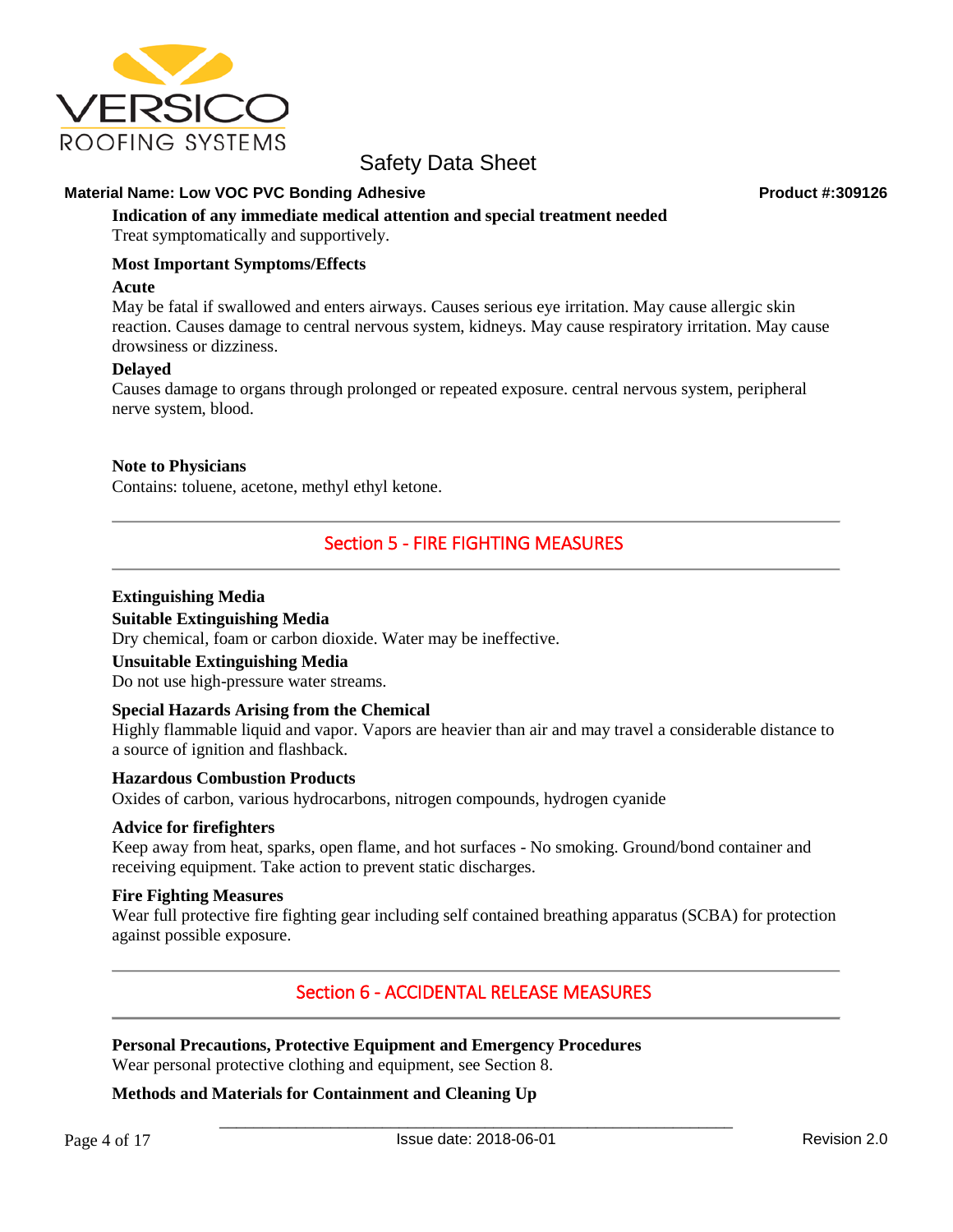**Indication of any immediate medical attention and special treatment needed**

Treat symptomatically and supportively.

**Most Important Symptoms/Effects**

**Acute**

May be fatal if swallowed and enters airways. Causes serious eye irritation. May cause allergic skin reaction. Causes damage to central nervous system, kidneys. May cause respiratory irritation. May cause drowsiness or dizziness.

**Delayed**

Causes damage to organs through prolonged or repeated exposure. central nervous system, peripheral nerve system, blood.

**Note to Physicians**

Contains: toluene, acetone, methyl ethyl ketone.

## Section 5 - FIRE FIGHTING MEASURES

**Extinguishing Media**

**Suitable Extinguishing Media**

Dry chemical, foam or carbon dioxide. Water may be ineffective.

**Unsuitable Extinguishing Media**

Do not use high-pressure water streams.

**Special Hazards Arising from the Chemical**

Highly flammable liquid and vapor. Vapors are heavier than air and may travel a considerable distance to a source of ignition and flashback.

**Hazardous Combustion Products**

Oxides of carbon, various hydrocarbons, nitrogen compounds, hydrogen cyanide

**Advice for firefighters**

Keep away from heat, sparks, open flame, and hot surfaces - No smoking. Ground/bond container and receiving equipment. Take action to prevent static discharges.

**Fire Fighting Measures**

Wear full protective fire fighting gear including self contained breathing apparatus (SCBA) for protection against possible exposure.

## Section 6 - ACCIDENTAL RELEASE MEASURES

**Personal Precautions, Protective Equipment and Emergency Procedures**

Wear personal protective clothing and equipment, see Section 8.

**Methods and Materials for Containment and Cleaning Up**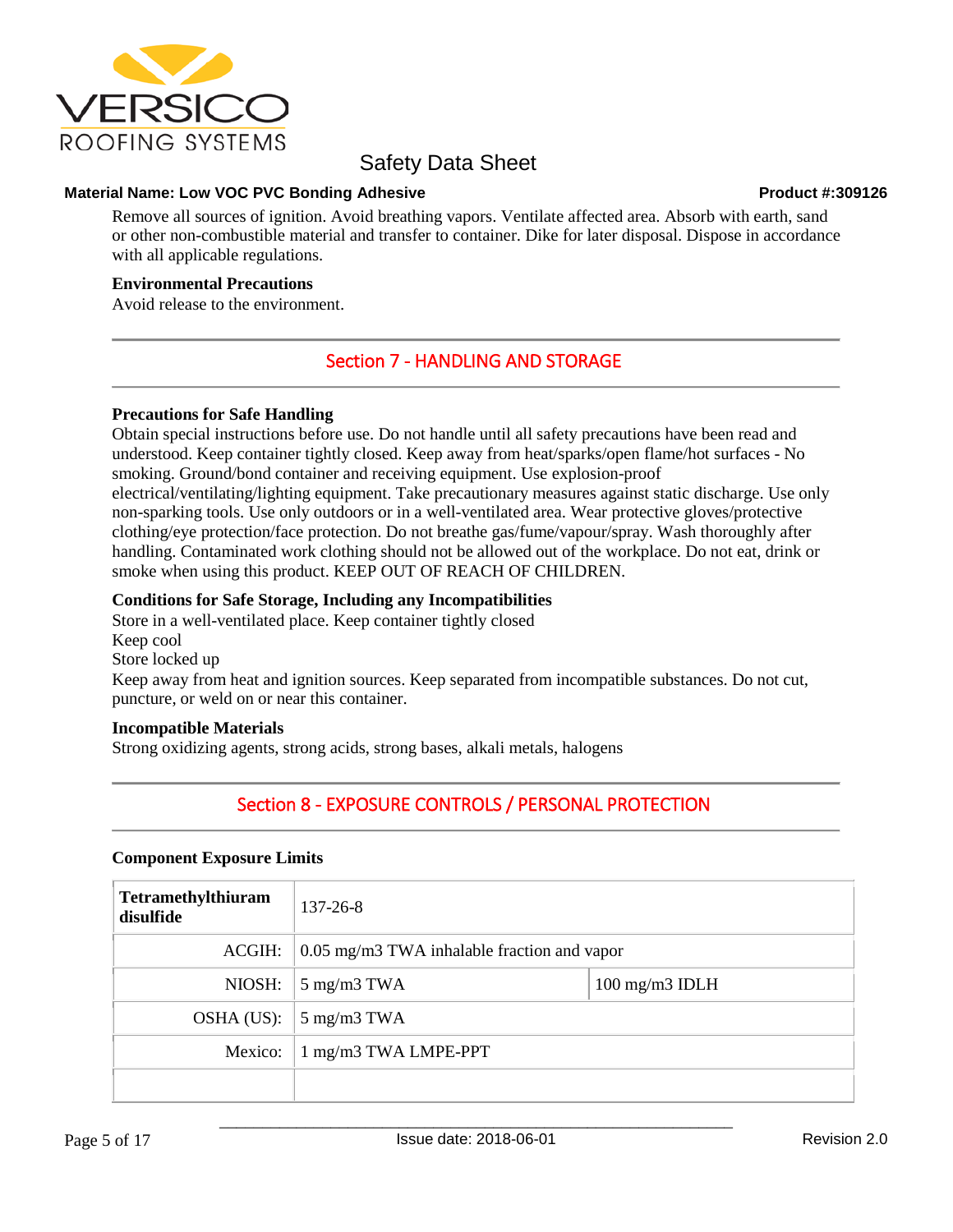Remove all sources of ignition. Avoid breathing vapors. Ventilate affected area. Absorb with earth, sand or other non-combustible material and transfer to container. Dike for later disposal. Dispose in accordance with all applicable regulations.

**Environmental Precautions**

Avoid release to the environment.

## Section 7 - HANDLING AND STORAGE

**Precautions for Safe Handling**

Obtain special instructions before use. Do not handle until all safety precautions have been read and understood. Keep container tightly closed. Keep away from heat/sparks/open flame/hot surfaces - No smoking. Ground/bond container and receiving equipment. Use explosion-proof electrical/ventilating/lighting equipment. Take precautionary measures against static discharge. Use only non-sparking tools. Use only outdoors or in a well-ventilated area. Wear protective gloves/protective clothing/eye protection/face protection. Do not breathe gas/fume/vapour/spray. Wash thoroughly after handling. Contaminated work clothing should not be allowed out of the workplace. Do not eat, drink or smoke when using this product. KEEP OUT OF REACH OF CHILDREN.

**Conditions for Safe Storage, Including any Incompatibilities**

Store in a well-ventilated place. Keep container tightly closed
Keep cool
Store locked up
Keep away from heat and ignition sources. Keep separated from incompatible substances. Do not cut, puncture, or weld on or near this container.

**Incompatible Materials**

Strong oxidizing agents, strong acids, strong bases, alkali metals, halogens

## Section 8 - EXPOSURE CONTROLS / PERSONAL PROTECTION

**Component Exposure Limits**

| **Tetramethylthiuram disulfide** | 137-26-8 | |
|---|---|---|
| ACGIH: | 0.05 mg/m3 TWA inhalable fraction and vapor | |
| NIOSH: | 5 mg/m3 TWA | 100 mg/m3 IDLH |
| OSHA (US): | 5 mg/m3 TWA | |
| Mexico: | 1 mg/m3 TWA LMPE-PPT | |
| | | |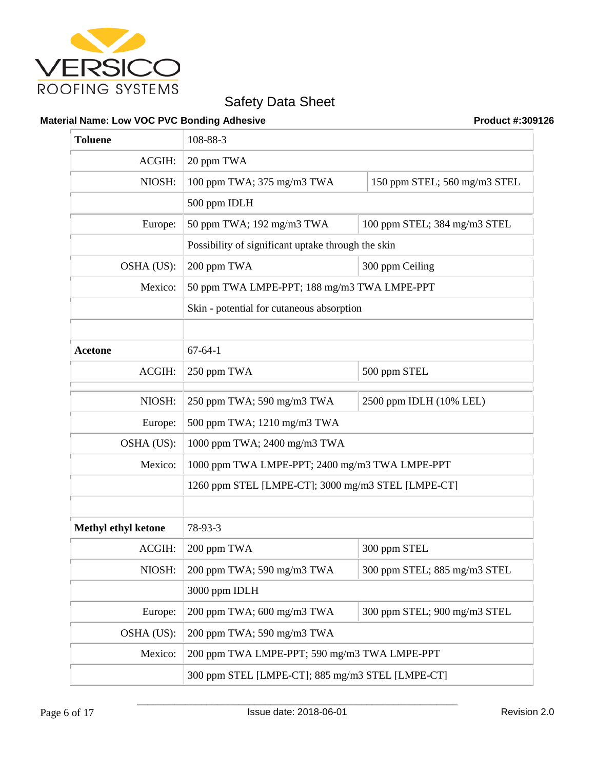| | | |
|---|---|---|
| **Toluene** | 108-88-3 | |
| ACGIH: | 20 ppm TWA | |
| NIOSH: | 100 ppm TWA; 375 mg/m3 TWA | 150 ppm STEL; 560 mg/m3 STEL |
| | 500 ppm IDLH | |
| Europe: | 50 ppm TWA; 192 mg/m3 TWA | 100 ppm STEL; 384 mg/m3 STEL |
| | Possibility of significant uptake through the skin | |
| OSHA (US): | 200 ppm TWA | 300 ppm Ceiling |
| Mexico: | 50 ppm TWA LMPE-PPT; 188 mg/m3 TWA LMPE-PPT | |
| | Skin - potential for cutaneous absorption | |
| | | |
| **Acetone** | 67-64-1 | |
| ACGIH: | 250 ppm TWA | 500 ppm STEL |
| NIOSH: | 250 ppm TWA; 590 mg/m3 TWA | 2500 ppm IDLH (10% LEL) |
| Europe: | 500 ppm TWA; 1210 mg/m3 TWA | |
| OSHA (US): | 1000 ppm TWA; 2400 mg/m3 TWA | |
| Mexico: | 1000 ppm TWA LMPE-PPT; 2400 mg/m3 TWA LMPE-PPT | |
| | 1260 ppm STEL [LMPE-CT]; 3000 mg/m3 STEL [LMPE-CT] | |
| | | |
| **Methyl ethyl ketone** | 78-93-3 | |
| ACGIH: | 200 ppm TWA | 300 ppm STEL |
| NIOSH: | 200 ppm TWA; 590 mg/m3 TWA | 300 ppm STEL; 885 mg/m3 STEL |
| | 3000 ppm IDLH | |
| Europe: | 200 ppm TWA; 600 mg/m3 TWA | 300 ppm STEL; 900 mg/m3 STEL |
| OSHA (US): | 200 ppm TWA; 590 mg/m3 TWA | |
| Mexico: | 200 ppm TWA LMPE-PPT; 590 mg/m3 TWA LMPE-PPT | |
| | 300 ppm STEL [LMPE-CT]; 885 mg/m3 STEL [LMPE-CT] | |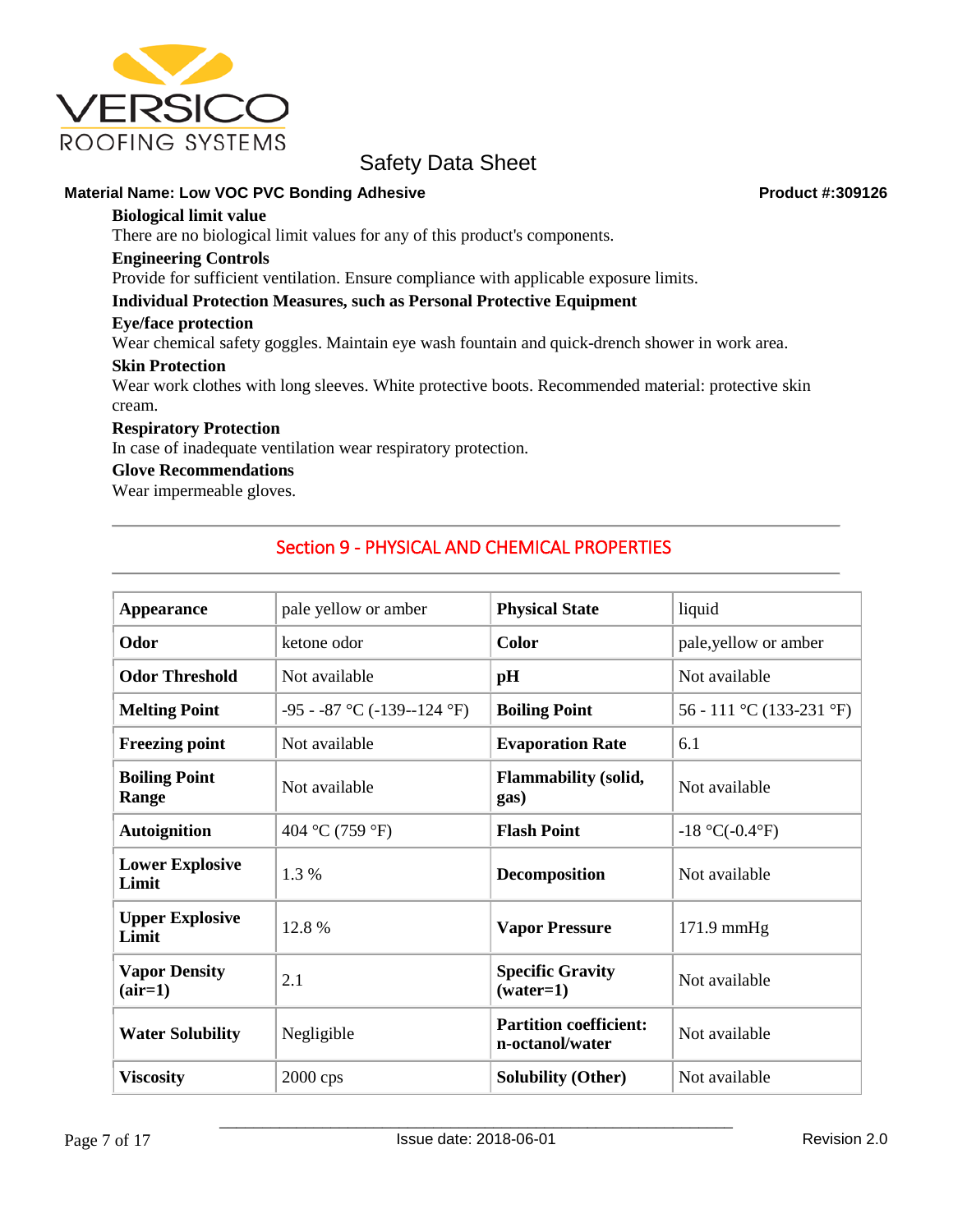**Biological limit value**

There are no biological limit values for any of this product's components.

**Engineering Controls**

Provide for sufficient ventilation. Ensure compliance with applicable exposure limits.

**Individual Protection Measures, such as Personal Protective Equipment**

**Eye/face protection**

Wear chemical safety goggles. Maintain eye wash fountain and quick-drench shower in work area.

**Skin Protection**

Wear work clothes with long sleeves. White protective boots. Recommended material: protective skin cream.

**Respiratory Protection**

In case of inadequate ventilation wear respiratory protection.

**Glove Recommendations**

Wear impermeable gloves.

## Section 9 - PHYSICAL AND CHEMICAL PROPERTIES

| | | | |
|---|---|---|---|
| **Appearance** | pale yellow or amber | **Physical State** | liquid |
| **Odor** | ketone odor | **Color** | pale,yellow or amber |
| **Odor Threshold** | Not available | **pH** | Not available |
| **Melting Point** | -95 - -87 °C (-139--124 °F) | **Boiling Point** | 56 - 111 °C (133-231 °F) |
| **Freezing point** | Not available | **Evaporation Rate** | 6.1 |
| **Boiling Point Range** | Not available | **Flammability (solid, gas)** | Not available |
| **Autoignition** | 404 °C (759 °F) | **Flash Point** | -18 °C(-0.4°F) |
| **Lower Explosive Limit** | 1.3 % | **Decomposition** | Not available |
| **Upper Explosive Limit** | 12.8 % | **Vapor Pressure** | 171.9 mmHg |
| **Vapor Density (air=1)** | 2.1 | **Specific Gravity (water=1)** | Not available |
| **Water Solubility** | Negligible | **Partition coefficient: n-octanol/water** | Not available |
| **Viscosity** | 2000 cps | **Solubility (Other)** | Not available |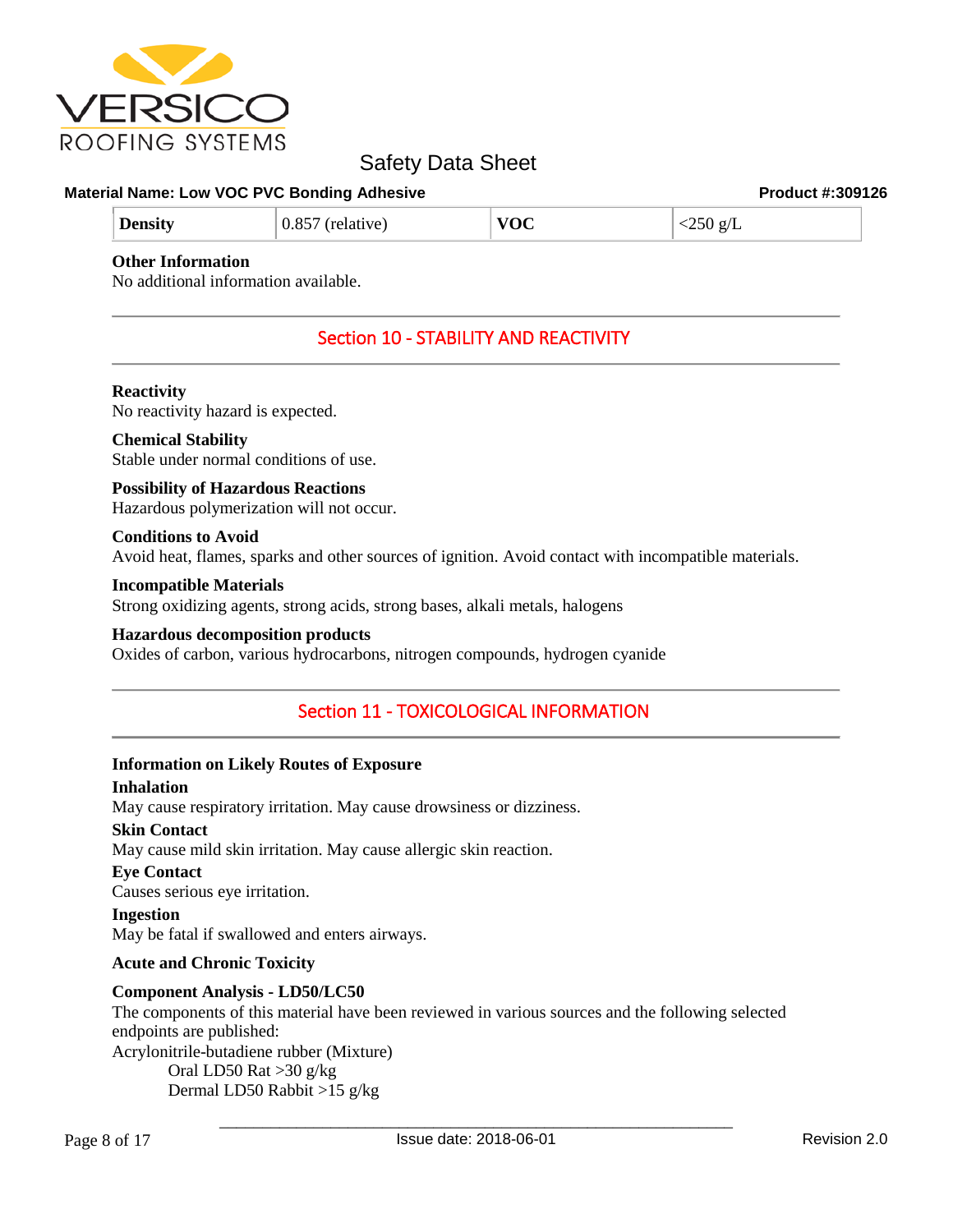| Density | 0.857 (relative) | VOC | <250 g/L |
|---|---|---|---|

**Other Information**
No additional information available.

## Section 10 - STABILITY AND REACTIVITY

**Reactivity**
No reactivity hazard is expected.

**Chemical Stability**
Stable under normal conditions of use.

**Possibility of Hazardous Reactions**
Hazardous polymerization will not occur.

**Conditions to Avoid**
Avoid heat, flames, sparks and other sources of ignition. Avoid contact with incompatible materials.

**Incompatible Materials**
Strong oxidizing agents, strong acids, strong bases, alkali metals, halogens

**Hazardous decomposition products**
Oxides of carbon, various hydrocarbons, nitrogen compounds, hydrogen cyanide

## Section 11 - TOXICOLOGICAL INFORMATION

**Information on Likely Routes of Exposure**

**Inhalation**
May cause respiratory irritation. May cause drowsiness or dizziness.

**Skin Contact**
May cause mild skin irritation. May cause allergic skin reaction.

**Eye Contact**
Causes serious eye irritation.

**Ingestion**
May be fatal if swallowed and enters airways.

**Acute and Chronic Toxicity**

**Component Analysis - LD50/LC50**
The components of this material have been reviewed in various sources and the following selected endpoints are published:
Acrylonitrile-butadiene rubber (Mixture)
 Oral LD50 Rat >30 g/kg
 Dermal LD50 Rabbit >15 g/kg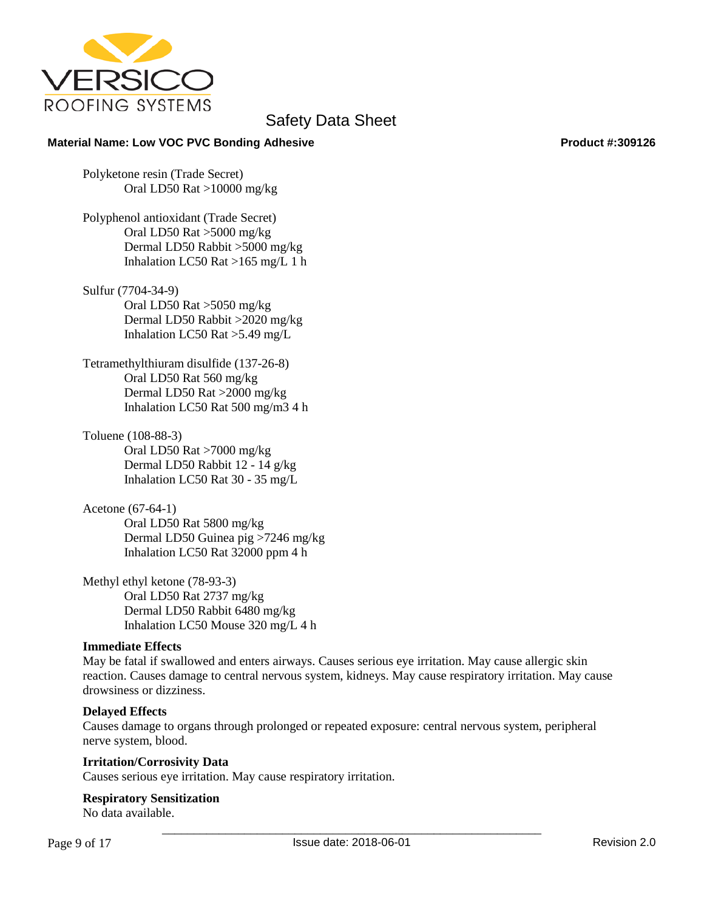Polyketone resin (Trade Secret)
Oral LD50 Rat >10000 mg/kg

Polyphenol antioxidant (Trade Secret)
Oral LD50 Rat >5000 mg/kg
Dermal LD50 Rabbit >5000 mg/kg
Inhalation LC50 Rat >165 mg/L 1 h

Sulfur (7704-34-9)
Oral LD50 Rat >5050 mg/kg
Dermal LD50 Rabbit >2020 mg/kg
Inhalation LC50 Rat >5.49 mg/L

Tetramethylthiuram disulfide (137-26-8)
Oral LD50 Rat 560 mg/kg
Dermal LD50 Rat >2000 mg/kg
Inhalation LC50 Rat 500 mg/m3 4 h

Toluene (108-88-3)
Oral LD50 Rat >7000 mg/kg
Dermal LD50 Rabbit 12 - 14 g/kg
Inhalation LC50 Rat 30 - 35 mg/L

Acetone (67-64-1)
Oral LD50 Rat 5800 mg/kg
Dermal LD50 Guinea pig >7246 mg/kg
Inhalation LC50 Rat 32000 ppm 4 h

Methyl ethyl ketone (78-93-3)
Oral LD50 Rat 2737 mg/kg
Dermal LD50 Rabbit 6480 mg/kg
Inhalation LC50 Mouse 320 mg/L 4 h

**Immediate Effects**

May be fatal if swallowed and enters airways. Causes serious eye irritation. May cause allergic skin reaction. Causes damage to central nervous system, kidneys. May cause respiratory irritation. May cause drowsiness or dizziness.

**Delayed Effects**

Causes damage to organs through prolonged or repeated exposure: central nervous system, peripheral nerve system, blood.

**Irritation/Corrosivity Data**

Causes serious eye irritation. May cause respiratory irritation.

**Respiratory Sensitization**

No data available.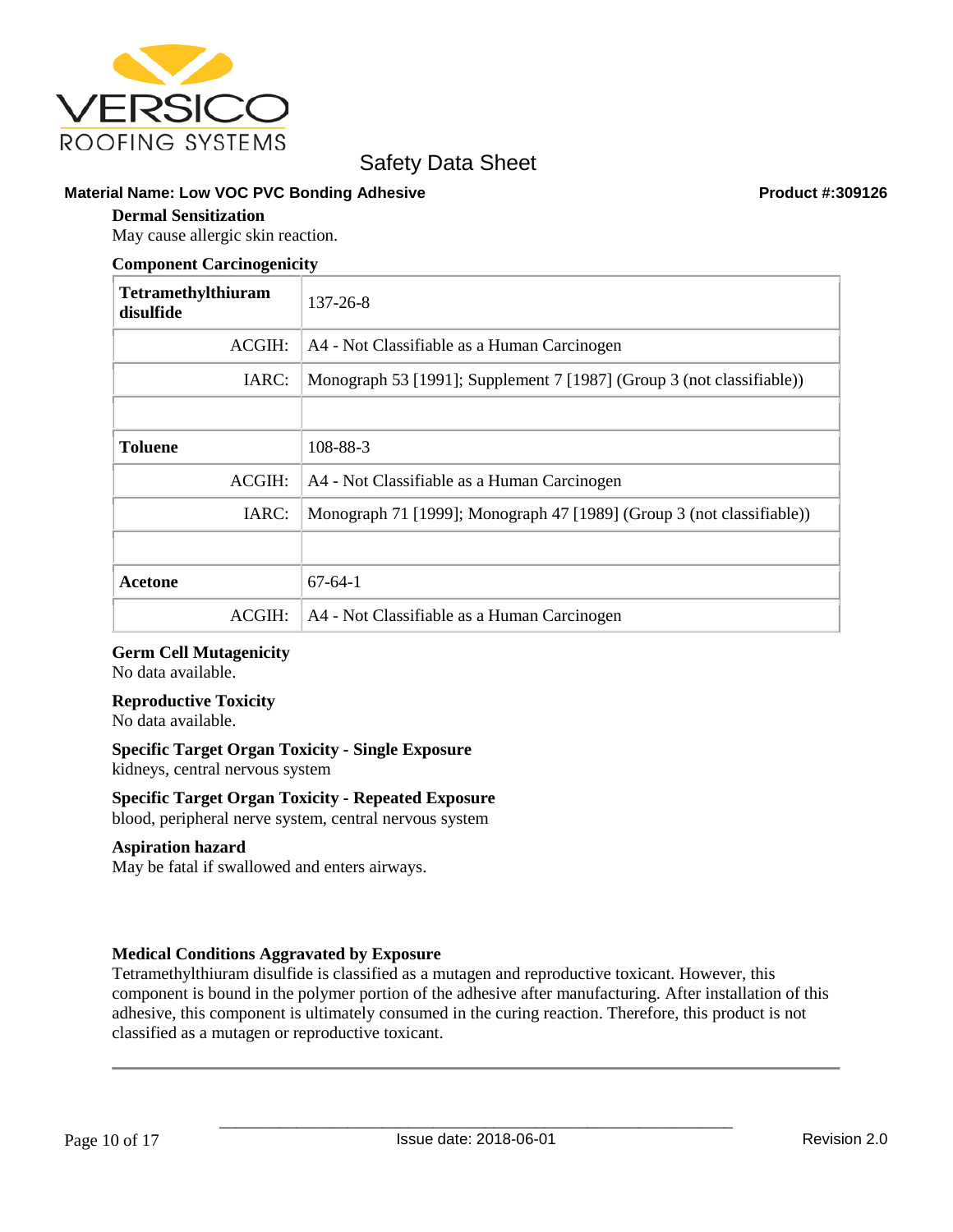### Dermal Sensitization

May cause allergic skin reaction.

### Component Carcinogenicity

| **Tetramethylthiuram disulfide** | 137-26-8 |
|---|---|
| ACGIH: | A4 - Not Classifiable as a Human Carcinogen |
| IARC: | Monograph 53 [1991]; Supplement 7 [1987] (Group 3 (not classifiable)) |
| | |
| **Toluene** | 108-88-3 |
| ACGIH: | A4 - Not Classifiable as a Human Carcinogen |
| IARC: | Monograph 71 [1999]; Monograph 47 [1989] (Group 3 (not classifiable)) |
| | |
| **Acetone** | 67-64-1 |
| ACGIH: | A4 - Not Classifiable as a Human Carcinogen |

### Germ Cell Mutagenicity

No data available.

### Reproductive Toxicity

No data available.

### Specific Target Organ Toxicity - Single Exposure

kidneys, central nervous system

### Specific Target Organ Toxicity - Repeated Exposure

blood, peripheral nerve system, central nervous system

### Aspiration hazard

May be fatal if swallowed and enters airways.

### Medical Conditions Aggravated by Exposure

Tetramethylthiuram disulfide is classified as a mutagen and reproductive toxicant. However, this component is bound in the polymer portion of the adhesive after manufacturing. After installation of this adhesive, this component is ultimately consumed in the curing reaction. Therefore, this product is not classified as a mutagen or reproductive toxicant.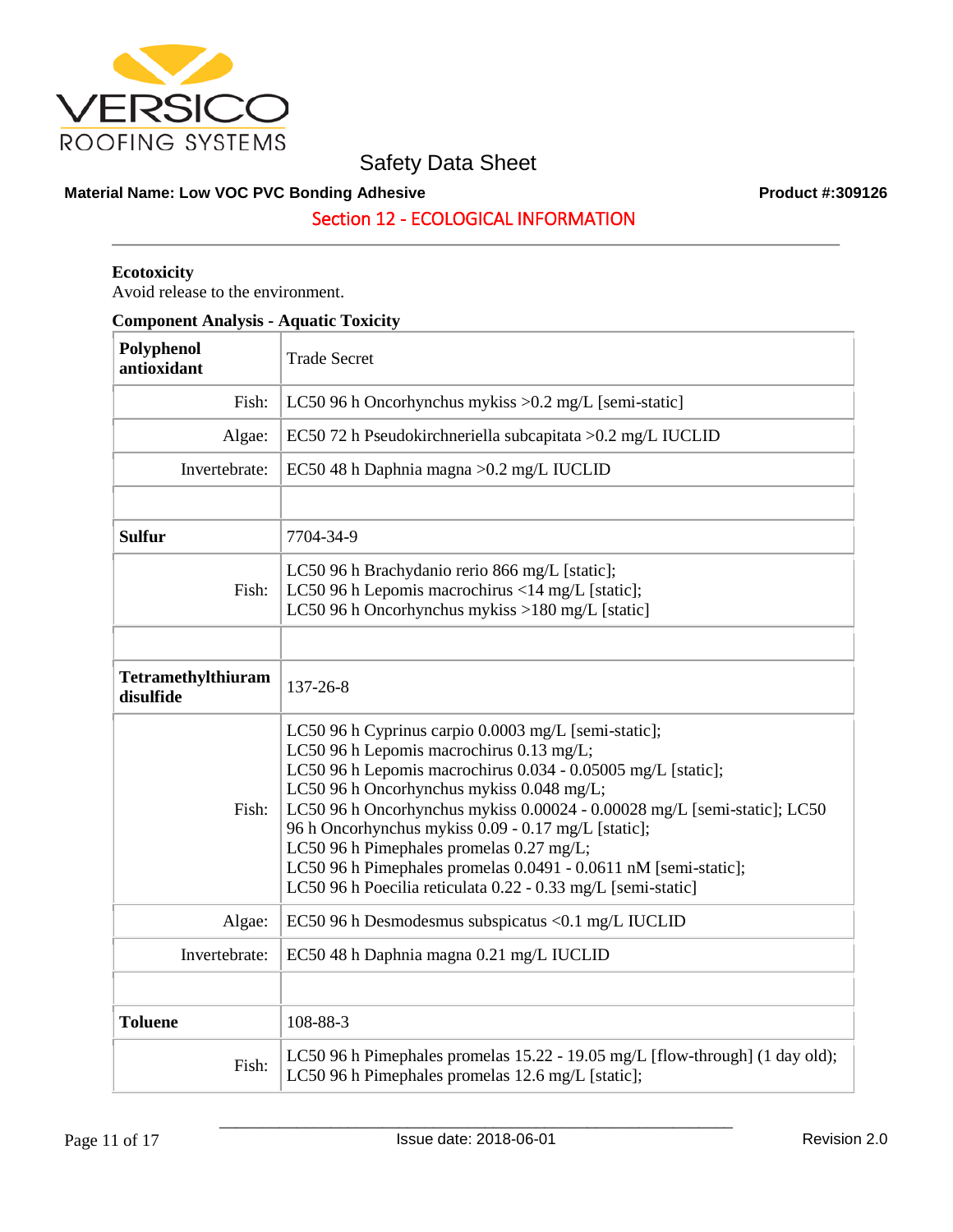# Section 12 - ECOLOGICAL INFORMATION

**Ecotoxicity**

Avoid release to the environment.

**Component Analysis - Aquatic Toxicity**

| **Polyphenol antioxidant** | Trade Secret |
|---|---|
| Fish: | LC50 96 h Oncorhynchus mykiss >0.2 mg/L [semi-static] |
| Algae: | EC50 72 h Pseudokirchneriella subcapitata >0.2 mg/L IUCLID |
| Invertebrate: | EC50 48 h Daphnia magna >0.2 mg/L IUCLID |
| | |
| **Sulfur** | 7704-34-9 |
| Fish: | LC50 96 h Brachydanio rerio 866 mg/L [static]; LC50 96 h Lepomis macrochirus <14 mg/L [static]; LC50 96 h Oncorhynchus mykiss >180 mg/L [static] |
| | |
| **Tetramethylthiuram disulfide** | 137-26-8 |
| Fish: | LC50 96 h Cyprinus carpio 0.0003 mg/L [semi-static]; LC50 96 h Lepomis macrochirus 0.13 mg/L; LC50 96 h Lepomis macrochirus 0.034 - 0.05005 mg/L [static]; LC50 96 h Oncorhynchus mykiss 0.048 mg/L; LC50 96 h Oncorhynchus mykiss 0.00024 - 0.00028 mg/L [semi-static]; LC50 96 h Oncorhynchus mykiss 0.09 - 0.17 mg/L [static]; LC50 96 h Pimephales promelas 0.27 mg/L; LC50 96 h Pimephales promelas 0.0491 - 0.0611 nM [semi-static]; LC50 96 h Poecilia reticulata 0.22 - 0.33 mg/L [semi-static] |
| Algae: | EC50 96 h Desmodesmus subspicatus <0.1 mg/L IUCLID |
| Invertebrate: | EC50 48 h Daphnia magna 0.21 mg/L IUCLID |
| | |
| **Toluene** | 108-88-3 |
| Fish: | LC50 96 h Pimephales promelas 15.22 - 19.05 mg/L [flow-through] (1 day old); LC50 96 h Pimephales promelas 12.6 mg/L [static]; |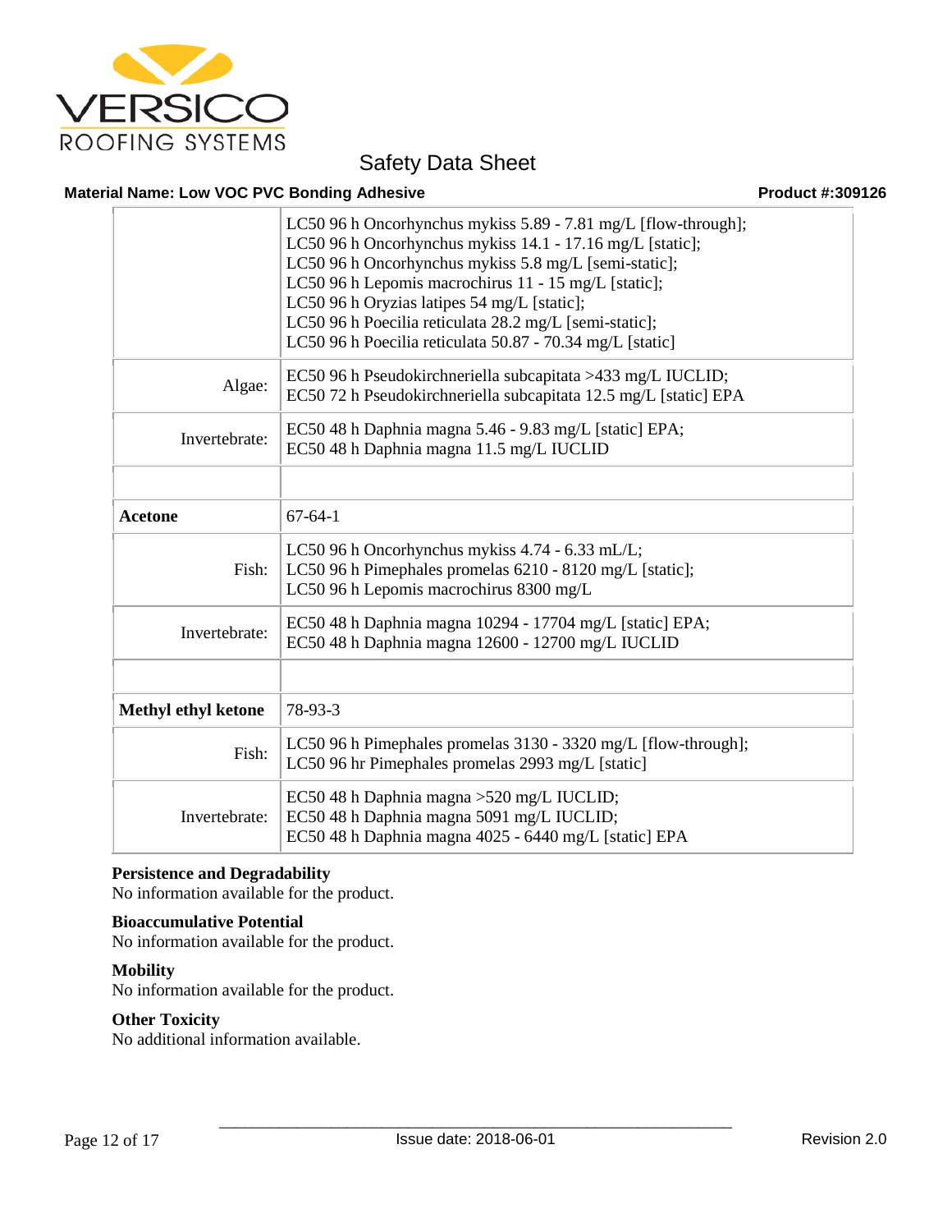| | |
|---|---|
| | LC50 96 h Oncorhynchus mykiss 5.89 - 7.81 mg/L [flow-through];<br>LC50 96 h Oncorhynchus mykiss 14.1 - 17.16 mg/L [static];<br>LC50 96 h Oncorhynchus mykiss 5.8 mg/L [semi-static];<br>LC50 96 h Lepomis macrochirus 11 - 15 mg/L [static];<br>LC50 96 h Oryzias latipes 54 mg/L [static];<br>LC50 96 h Poecilia reticulata 28.2 mg/L [semi-static];<br>LC50 96 h Poecilia reticulata 50.87 - 70.34 mg/L [static] |
| Algae: | EC50 96 h Pseudokirchneriella subcapitata >433 mg/L IUCLID;<br>EC50 72 h Pseudokirchneriella subcapitata 12.5 mg/L [static] EPA |
| Invertebrate: | EC50 48 h Daphnia magna 5.46 - 9.83 mg/L [static] EPA;<br>EC50 48 h Daphnia magna 11.5 mg/L IUCLID |
| | |
| **Acetone** | 67-64-1 |
| Fish: | LC50 96 h Oncorhynchus mykiss 4.74 - 6.33 mL/L;<br>LC50 96 h Pimephales promelas 6210 - 8120 mg/L [static];<br>LC50 96 h Lepomis macrochirus 8300 mg/L |
| Invertebrate: | EC50 48 h Daphnia magna 10294 - 17704 mg/L [static] EPA;<br>EC50 48 h Daphnia magna 12600 - 12700 mg/L IUCLID |
| | |
| **Methyl ethyl ketone** | 78-93-3 |
| Fish: | LC50 96 h Pimephales promelas 3130 - 3320 mg/L [flow-through];<br>LC50 96 hr Pimephales promelas 2993 mg/L [static] |
| Invertebrate: | EC50 48 h Daphnia magna >520 mg/L IUCLID;<br>EC50 48 h Daphnia magna 5091 mg/L IUCLID;<br>EC50 48 h Daphnia magna 4025 - 6440 mg/L [static] EPA |

**Persistence and Degradability**
No information available for the product.

**Bioaccumulative Potential**
No information available for the product.

**Mobility**
No information available for the product.

**Other Toxicity**
No additional information available.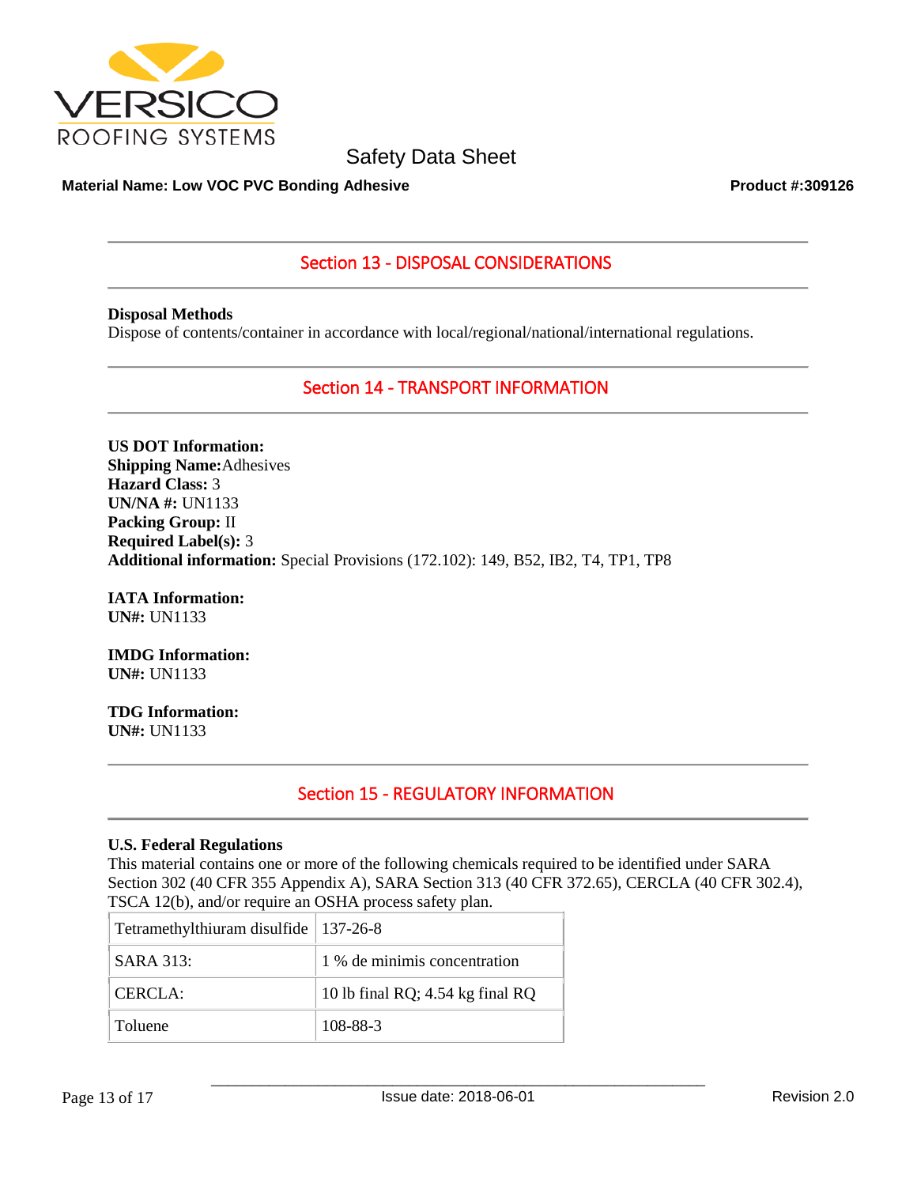## Section 13 - DISPOSAL CONSIDERATIONS

**Disposal Methods**
Dispose of contents/container in accordance with local/regional/national/international regulations.

## Section 14 - TRANSPORT INFORMATION

**US DOT Information:**
**Shipping Name:** Adhesives
**Hazard Class:** 3
**UN/NA #:** UN1133
**Packing Group:** II
**Required Label(s):** 3
**Additional information:** Special Provisions (172.102): 149, B52, IB2, T4, TP1, TP8

**IATA Information:**
**UN#:** UN1133

**IMDG Information:**
**UN#:** UN1133

**TDG Information:**
**UN#:** UN1133

## Section 15 - REGULATORY INFORMATION

**U.S. Federal Regulations**
This material contains one or more of the following chemicals required to be identified under SARA Section 302 (40 CFR 355 Appendix A), SARA Section 313 (40 CFR 372.65), CERCLA (40 CFR 302.4), TSCA 12(b), and/or require an OSHA process safety plan.

| Tetramethylthiuram disulfide | 137-26-8 |
|---|---|
| SARA 313: | 1 % de minimis concentration |
| CERCLA: | 10 lb final RQ; 4.54 kg final RQ |
| Toluene | 108-88-3 |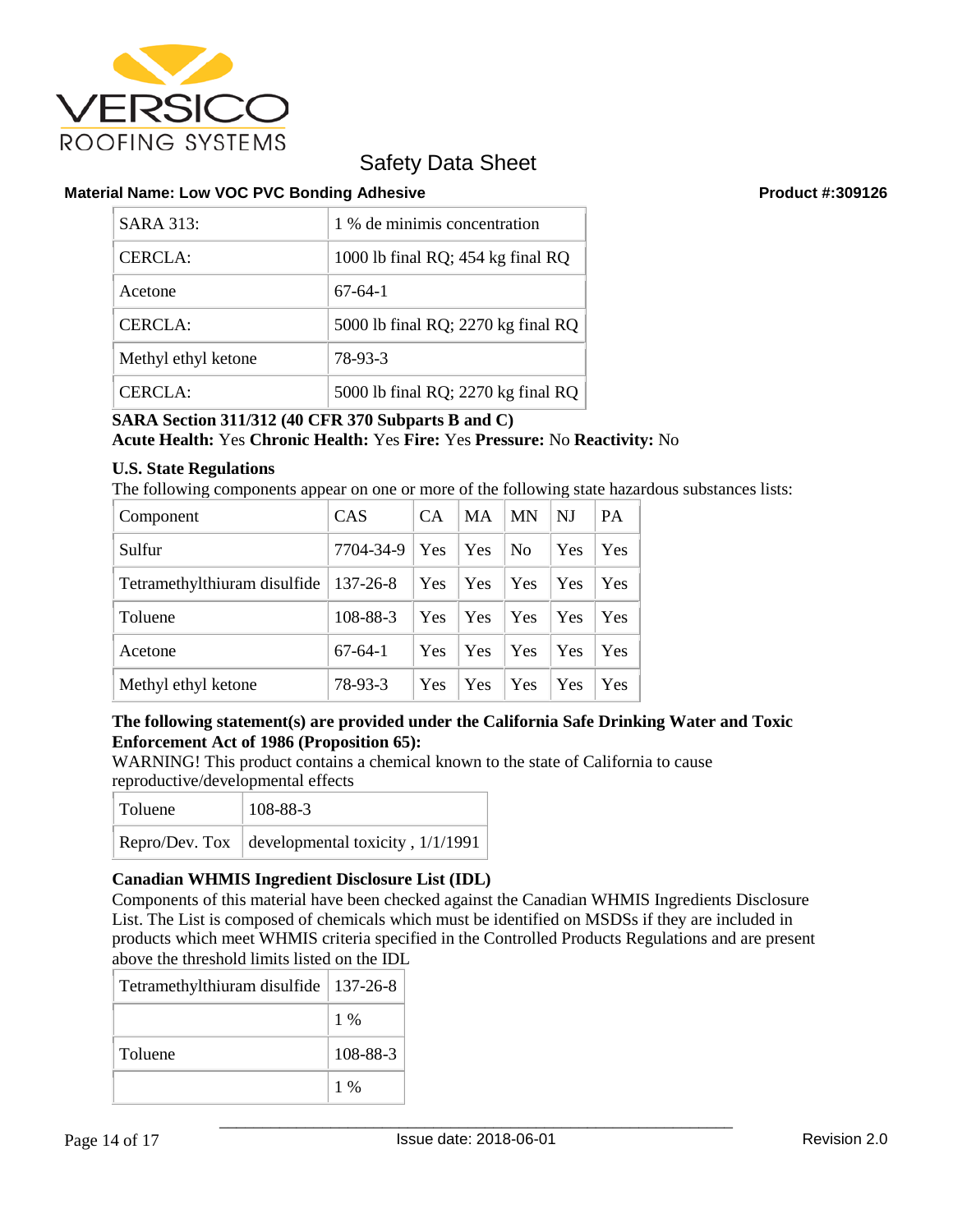Safety Data Sheet

**Material Name: Low VOC PVC Bonding Adhesive** **Product #:309126**

| SARA 313: | 1 % de minimis concentration |
|---|---|
| CERCLA: | 1000 lb final RQ; 454 kg final RQ |
| Acetone | 67-64-1 |
| CERCLA: | 5000 lb final RQ; 2270 kg final RQ |
| Methyl ethyl ketone | 78-93-3 |
| CERCLA: | 5000 lb final RQ; 2270 kg final RQ |

**SARA Section 311/312 (40 CFR 370 Subparts B and C)**

**Acute Health:** Yes **Chronic Health:** Yes **Fire:** Yes **Pressure:** No **Reactivity:** No

**U.S. State Regulations**

The following components appear on one or more of the following state hazardous substances lists:

| Component | CAS | CA | MA | MN | NJ | PA |
|---|---|---|---|---|---|---|
| Sulfur | 7704-34-9 | Yes | Yes | No | Yes | Yes |
| Tetramethylthiuram disulfide | 137-26-8 | Yes | Yes | Yes | Yes | Yes |
| Toluene | 108-88-3 | Yes | Yes | Yes | Yes | Yes |
| Acetone | 67-64-1 | Yes | Yes | Yes | Yes | Yes |
| Methyl ethyl ketone | 78-93-3 | Yes | Yes | Yes | Yes | Yes |

**The following statement(s) are provided under the California Safe Drinking Water and Toxic Enforcement Act of 1986 (Proposition 65):**

WARNING! This product contains a chemical known to the state of California to cause reproductive/developmental effects

| Toluene | 108-88-3 |
|---|---|
| Repro/Dev. Tox | developmental toxicity , 1/1/1991 |

**Canadian WHMIS Ingredient Disclosure List (IDL)**

Components of this material have been checked against the Canadian WHMIS Ingredients Disclosure List. The List is composed of chemicals which must be identified on MSDSs if they are included in products which meet WHMIS criteria specified in the Controlled Products Regulations and are present above the threshold limits listed on the IDL

| Tetramethylthiuram disulfide | 137-26-8 |
|---|---|
| | 1 % |
| Toluene | 108-88-3 |
| | 1 % |

Issue date: 2018-06-01

Revision 2.0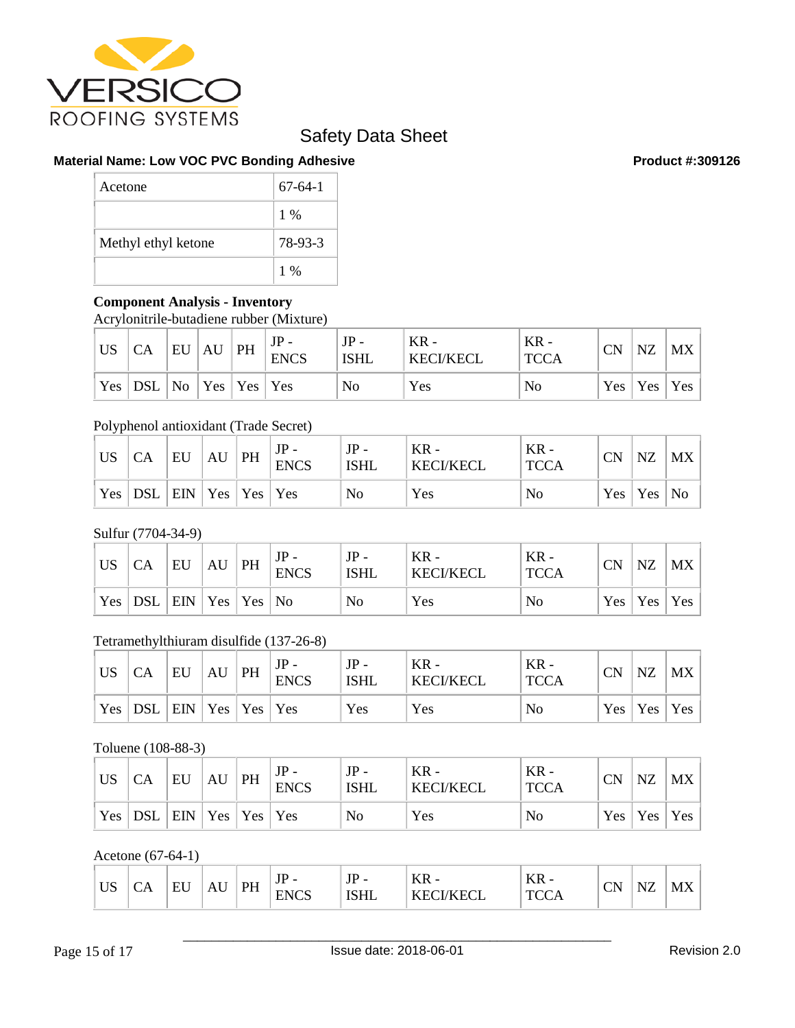Safety Data Sheet

**Material Name: Low VOC PVC Bonding Adhesive** **Product #:309126**

| Acetone | 67-64-1 |
|---|---|
| | 1 % |
| Methyl ethyl ketone | 78-93-3 |
| | 1 % |

**Component Analysis - Inventory**

Acrylonitrile-butadiene rubber (Mixture)

| US | CA | EU | AU | PH | JP - ENCS | JP - ISHL | KR - KECI/KECL | KR - TCCA | CN | NZ | MX |
|---|---|---|---|---|---|---|---|---|---|---|---|
| Yes | DSL | No | Yes | Yes | Yes | No | Yes | No | Yes | Yes | Yes |

Polyphenol antioxidant (Trade Secret)

| US | CA | EU | AU | PH | JP - ENCS | JP - ISHL | KR - KECI/KECL | KR - TCCA | CN | NZ | MX |
|---|---|---|---|---|---|---|---|---|---|---|---|
| Yes | DSL | EIN | Yes | Yes | Yes | No | Yes | No | Yes | Yes | No |

Sulfur (7704-34-9)

| US | CA | EU | AU | PH | JP - ENCS | JP - ISHL | KR - KECI/KECL | KR - TCCA | CN | NZ | MX |
|---|---|---|---|---|---|---|---|---|---|---|---|
| Yes | DSL | EIN | Yes | Yes | No | No | Yes | No | Yes | Yes | Yes |

Tetramethylthiuram disulfide (137-26-8)

| US | CA | EU | AU | PH | JP - ENCS | JP - ISHL | KR - KECI/KECL | KR - TCCA | CN | NZ | MX |
|---|---|---|---|---|---|---|---|---|---|---|---|
| Yes | DSL | EIN | Yes | Yes | Yes | Yes | Yes | No | Yes | Yes | Yes |

Toluene (108-88-3)

| US | CA | EU | AU | PH | JP - ENCS | JP - ISHL | KR - KECI/KECL | KR - TCCA | CN | NZ | MX |
|---|---|---|---|---|---|---|---|---|---|---|---|
| Yes | DSL | EIN | Yes | Yes | Yes | No | Yes | No | Yes | Yes | Yes |

Acetone (67-64-1)

| US | CA | EU | AU | PH | JP - ENCS | JP - ISHL | KR - KECI/KECL | KR - TCCA | CN | NZ | MX |
|---|---|---|---|---|---|---|---|---|---|---|---|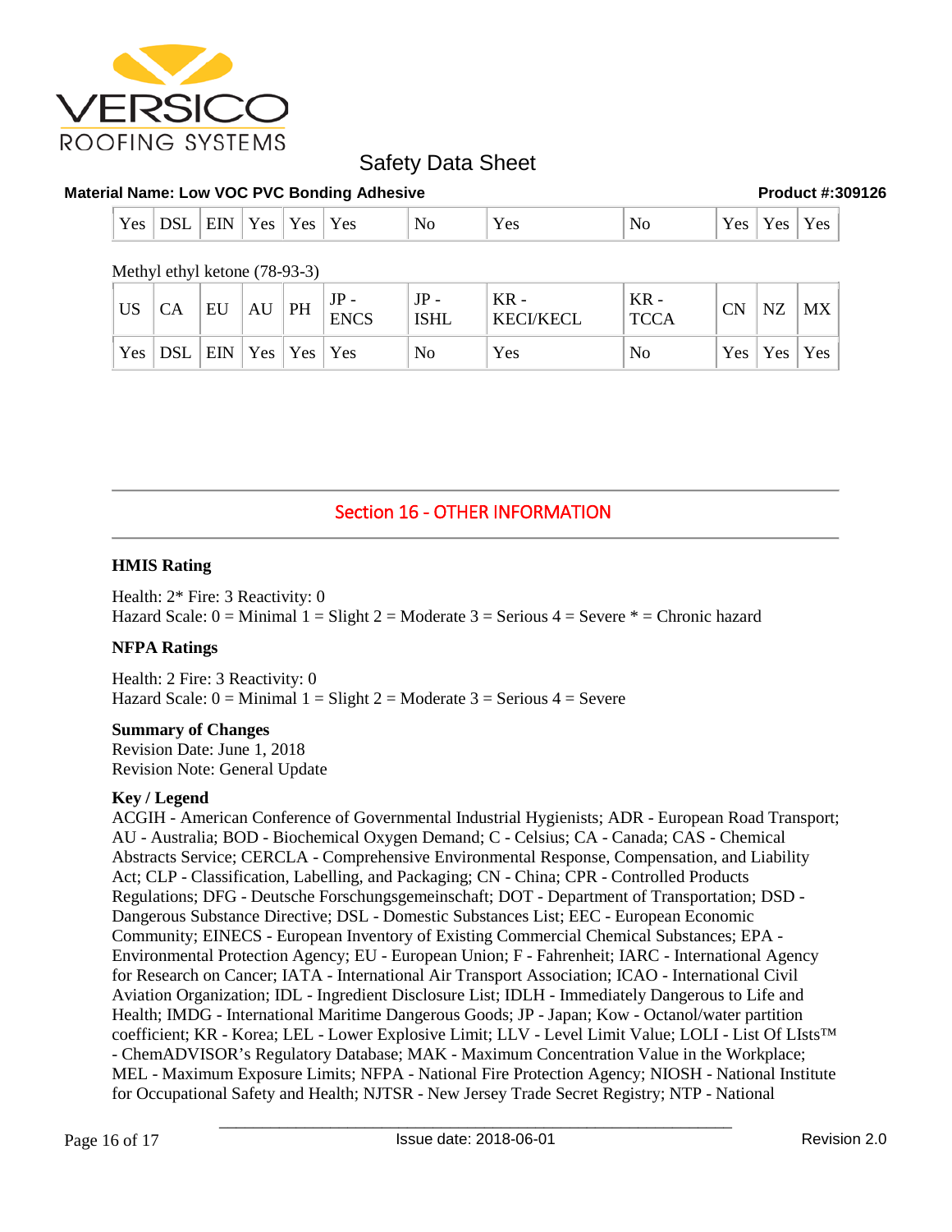| Yes | DSL | EIN | Yes | Yes | Yes | No | Yes | No | Yes | Yes | Yes |
|---|---|---|---|---|---|---|---|---|---|---|---|

Methyl ethyl ketone (78-93-3)

| US | CA | EU | AU | PH | JP - ENCS | JP - ISHL | KR - KECI/KECL | KR - TCCA | CN | NZ | MX |
|---|---|---|---|---|---|---|---|---|---|---|---|
| Yes | DSL | EIN | Yes | Yes | Yes | No | Yes | No | Yes | Yes | Yes |

## Section 16 - OTHER INFORMATION

**HMIS Rating**

Health: 2* Fire: 3 Reactivity: 0
Hazard Scale: 0 = Minimal 1 = Slight 2 = Moderate 3 = Serious 4 = Severe * = Chronic hazard

**NFPA Ratings**

Health: 2 Fire: 3 Reactivity: 0
Hazard Scale: 0 = Minimal 1 = Slight 2 = Moderate 3 = Serious 4 = Severe

**Summary of Changes**
Revision Date: June 1, 2018
Revision Note: General Update

**Key / Legend**
ACGIH - American Conference of Governmental Industrial Hygienists; ADR - European Road Transport; AU - Australia; BOD - Biochemical Oxygen Demand; C - Celsius; CA - Canada; CAS - Chemical Abstracts Service; CERCLA - Comprehensive Environmental Response, Compensation, and Liability Act; CLP - Classification, Labelling, and Packaging; CN - China; CPR - Controlled Products Regulations; DFG - Deutsche Forschungsgemeinschaft; DOT - Department of Transportation; DSD - Dangerous Substance Directive; DSL - Domestic Substances List; EEC - European Economic Community; EINECS - European Inventory of Existing Commercial Chemical Substances; EPA - Environmental Protection Agency; EU - European Union; F - Fahrenheit; IARC - International Agency for Research on Cancer; IATA - International Air Transport Association; ICAO - International Civil Aviation Organization; IDL - Ingredient Disclosure List; IDLH - Immediately Dangerous to Life and Health; IMDG - International Maritime Dangerous Goods; JP - Japan; Kow - Octanol/water partition coefficient; KR - Korea; LEL - Lower Explosive Limit; LLV - Level Limit Value; LOLI - List Of LIsts™ - ChemADVISOR's Regulatory Database; MAK - Maximum Concentration Value in the Workplace; MEL - Maximum Exposure Limits; NFPA - National Fire Protection Agency; NIOSH - National Institute for Occupational Safety and Health; NJTSR - New Jersey Trade Secret Registry; NTP - National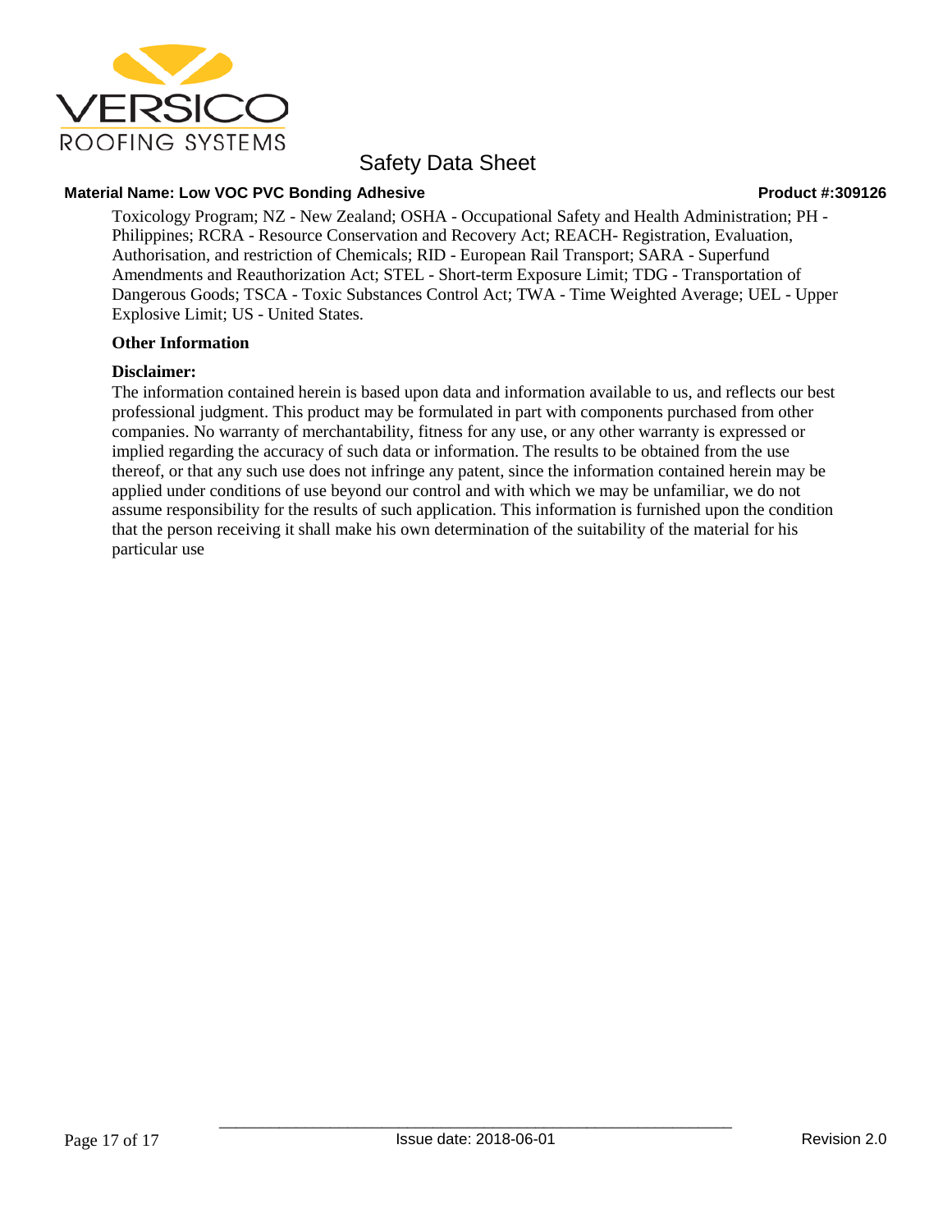Toxicology Program; NZ - New Zealand; OSHA - Occupational Safety and Health Administration; PH - Philippines; RCRA - Resource Conservation and Recovery Act; REACH- Registration, Evaluation, Authorisation, and restriction of Chemicals; RID - European Rail Transport; SARA - Superfund Amendments and Reauthorization Act; STEL - Short-term Exposure Limit; TDG - Transportation of Dangerous Goods; TSCA - Toxic Substances Control Act; TWA - Time Weighted Average; UEL - Upper Explosive Limit; US - United States.

**Other Information**

**Disclaimer:**

The information contained herein is based upon data and information available to us, and reflects our best professional judgment. This product may be formulated in part with components purchased from other companies. No warranty of merchantability, fitness for any use, or any other warranty is expressed or implied regarding the accuracy of such data or information. The results to be obtained from the use thereof, or that any such use does not infringe any patent, since the information contained herein may be applied under conditions of use beyond our control and with which we may be unfamiliar, we do not assume responsibility for the results of such application. This information is furnished upon the condition that the person receiving it shall make his own determination of the suitability of the material for his particular use